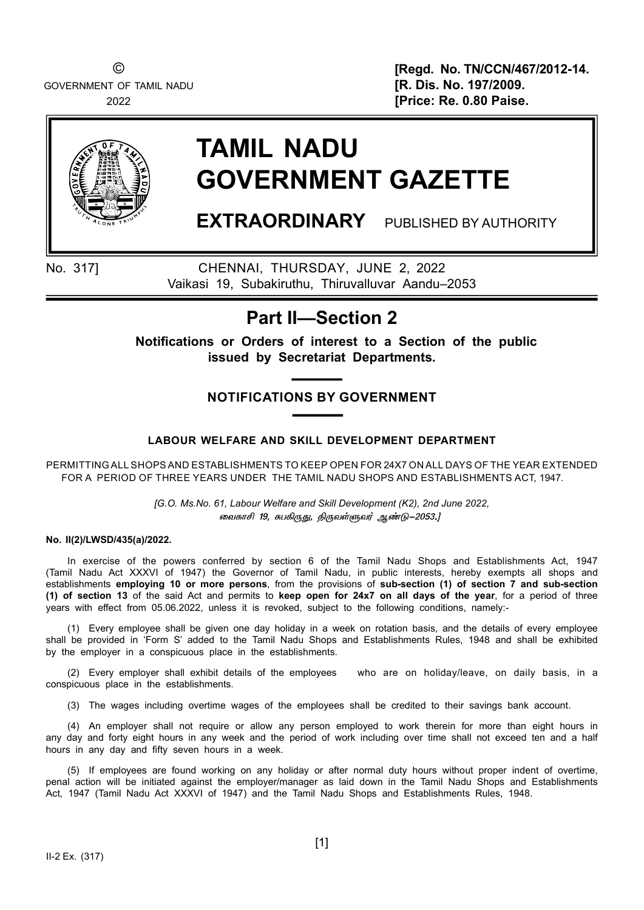©
GOVERNMENT OF TAMIL NADU
2022

**[Regd. No. TN/CCN/467/2012-14.**
**[R. Dis. No. 197/2009.**
**[Price: Re. 0.80 Paise.**

# TAMIL NADU GOVERNMENT GAZETTE

**EXTRAORDINARY** PUBLISHED BY AUTHORITY

No. 317] CHENNAI, THURSDAY, JUNE 2, 2022
Vaikasi 19, Subakiruthu, Thiruvalluvar Aandu–2053

## Part II—Section 2

**Notifications or Orders of interest to a Section of the public issued by Secretariat Departments.**

### NOTIFICATIONS BY GOVERNMENT

#### LABOUR WELFARE AND SKILL DEVELOPMENT DEPARTMENT

PERMITTING ALL SHOPS AND ESTABLISHMENTS TO KEEP OPEN FOR 24X7 ON ALL DAYS OF THE YEAR EXTENDED FOR A PERIOD OF THREE YEARS UNDER THE TAMIL NADU SHOPS AND ESTABLISHMENTS ACT, 1947.

*[G.O. Ms.No. 61, Labour Welfare and Skill Development (K2), 2nd June 2022,*
*வைகாசி 19, சுபகிருது, திருவள்ளுவர் ஆண்டு–2053.]*

**No. II(2)/LWSD/435(a)/2022.**

In exercise of the powers conferred by section 6 of the Tamil Nadu Shops and Establishments Act, 1947 (Tamil Nadu Act XXXVI of 1947) the Governor of Tamil Nadu, in public interests, hereby exempts all shops and establishments **employing 10 or more persons**, from the provisions of **sub-section (1) of section 7 and sub-section (1) of section 13** of the said Act and permits to **keep open for 24x7 on all days of the year**, for a period of three years with effect from 05.06.2022, unless it is revoked, subject to the following conditions, namely:-

(1) Every employee shall be given one day holiday in a week on rotation basis, and the details of every employee shall be provided in 'Form S' added to the Tamil Nadu Shops and Establishments Rules, 1948 and shall be exhibited by the employer in a conspicuous place in the establishments.

(2) Every employer shall exhibit details of the employees who are on holiday/leave, on daily basis, in a conspicuous place in the establishments.

(3) The wages including overtime wages of the employees shall be credited to their savings bank account.

(4) An employer shall not require or allow any person employed to work therein for more than eight hours in any day and forty eight hours in any week and the period of work including over time shall not exceed ten and a half hours in any day and fifty seven hours in a week.

(5) If employees are found working on any holiday or after normal duty hours without proper indent of overtime, penal action will be initiated against the employer/manager as laid down in the Tamil Nadu Shops and Establishments Act, 1947 (Tamil Nadu Act XXXVI of 1947) and the Tamil Nadu Shops and Establishments Rules, 1948.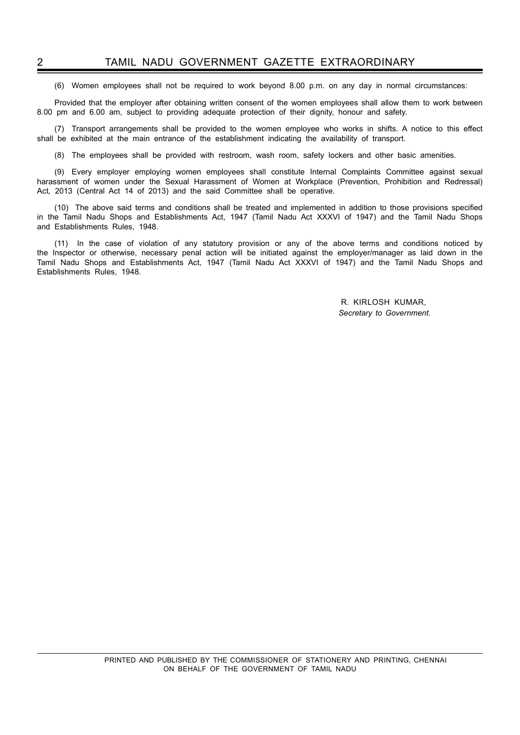(6) Women employees shall not be required to work beyond 8.00 p.m. on any day in normal circumstances:

Provided that the employer after obtaining written consent of the women employees shall allow them to work between 8.00 pm and 6.00 am, subject to providing adequate protection of their dignity, honour and safety.

(7) Transport arrangements shall be provided to the women employee who works in shifts. A notice to this effect shall be exhibited at the main entrance of the establishment indicating the availability of transport.

(8) The employees shall be provided with restroom, wash room, safety lockers and other basic amenities.

(9) Every employer employing women employees shall constitute Internal Complaints Committee against sexual harassment of women under the Sexual Harassment of Women at Workplace (Prevention, Prohibition and Redressal) Act, 2013 (Central Act 14 of 2013) and the said Committee shall be operative.

(10) The above said terms and conditions shall be treated and implemented in addition to those provisions specified in the Tamil Nadu Shops and Establishments Act, 1947 (Tamil Nadu Act XXXVI of 1947) and the Tamil Nadu Shops and Establishments Rules, 1948.

(11) In the case of violation of any statutory provision or any of the above terms and conditions noticed by the Inspector or otherwise, necessary penal action will be initiated against the employer/manager as laid down in the Tamil Nadu Shops and Establishments Act, 1947 (Tamil Nadu Act XXXVI of 1947) and the Tamil Nadu Shops and Establishments Rules, 1948.

R. KIRLOSH KUMAR,
*Secretary to Government.*

PRINTED AND PUBLISHED BY THE COMMISSIONER OF STATIONERY AND PRINTING, CHENNAI
ON BEHALF OF THE GOVERNMENT OF TAMIL NADU